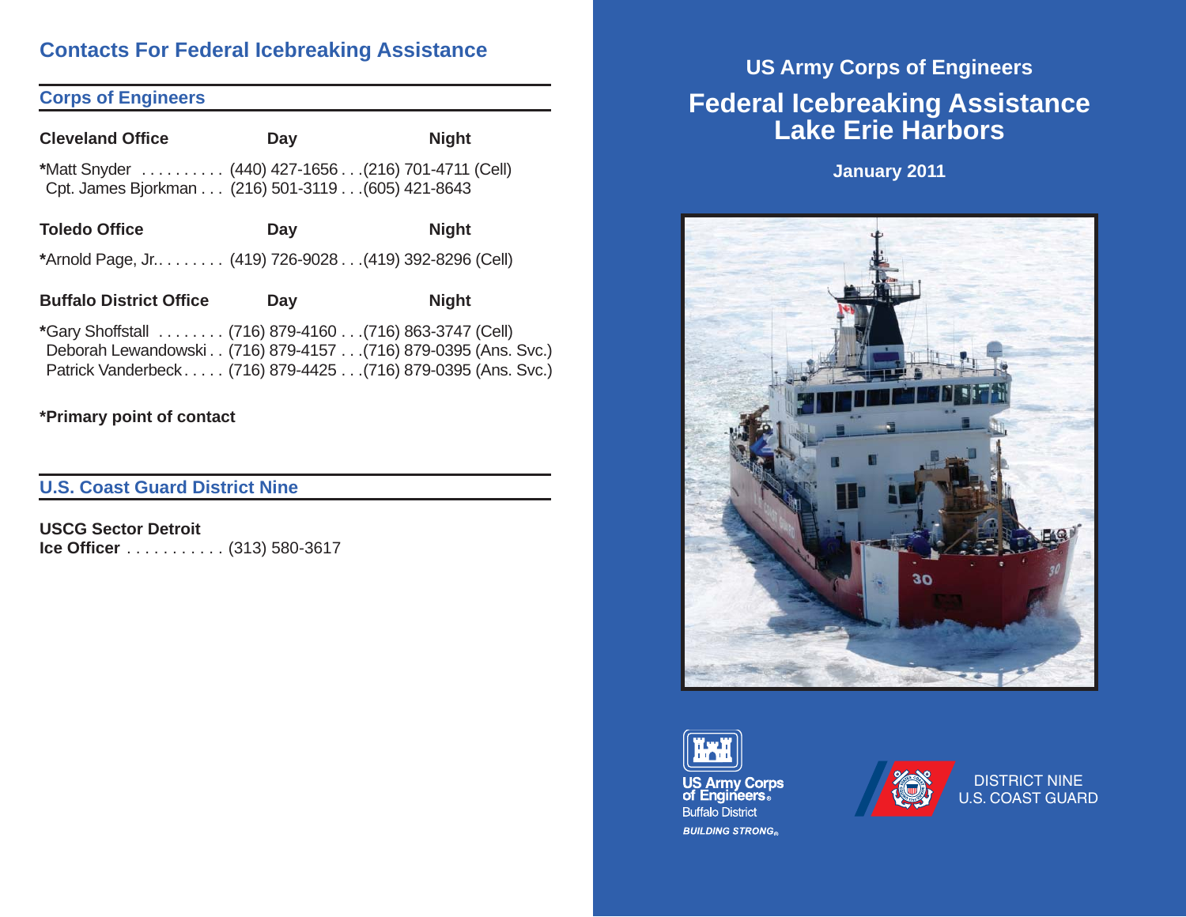# Contacts For Federal Icebreaking Assistance

## Corps of Engineers

| Cleveland Office | Day | Night |
|---|---|---|
| *Matt Snyder | (440) 427-1656 | (216) 701-4711 (Cell) |
| Cpt. James Bjorkman | (216) 501-3119 | (605) 421-8643 |

| Toledo Office | Day | Night |
|---|---|---|
| *Arnold Page, Jr. | (419) 726-9028 | (419) 392-8296 (Cell) |

| Buffalo District Office | Day | Night |
|---|---|---|
| *Gary Shoffstall | (716) 879-4160 | (716) 863-3747 (Cell) |
| Deborah Lewandowski | (716) 879-4157 | (716) 879-0395 (Ans. Svc.) |
| Patrick Vanderbeck | (716) 879-4425 | (716) 879-0395 (Ans. Svc.) |

**\*Primary point of contact**

## U.S. Coast Guard District Nine

**USCG Sector Detroit**
**Ice Officer** . . . . . . . . . . . (313) 580-3617

---

### US Army Corps of Engineers

# Federal Icebreaking Assistance Lake Erie Harbors

**January 2011**

US Army Corps of Engineers®
Buffalo District
*BUILDING STRONG®*

DISTRICT NINE
U.S. COAST GUARD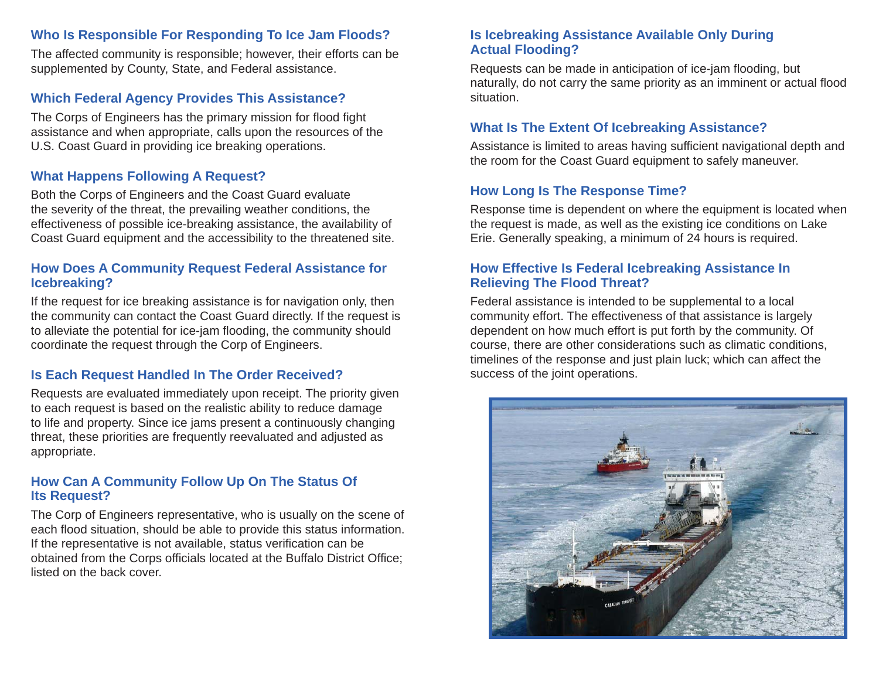### Who Is Responsible For Responding To Ice Jam Floods?

The affected community is responsible; however, their efforts can be supplemented by County, State, and Federal assistance.

### Which Federal Agency Provides This Assistance?

The Corps of Engineers has the primary mission for flood fight assistance and when appropriate, calls upon the resources of the U.S. Coast Guard in providing ice breaking operations.

### What Happens Following A Request?

Both the Corps of Engineers and the Coast Guard evaluate the severity of the threat, the prevailing weather conditions, the effectiveness of possible ice-breaking assistance, the availability of Coast Guard equipment and the accessibility to the threatened site.

### How Does A Community Request Federal Assistance for Icebreaking?

If the request for ice breaking assistance is for navigation only, then the community can contact the Coast Guard directly. If the request is to alleviate the potential for ice-jam flooding, the community should coordinate the request through the Corp of Engineers.

### Is Each Request Handled In The Order Received?

Requests are evaluated immediately upon receipt. The priority given to each request is based on the realistic ability to reduce damage to life and property. Since ice jams present a continuously changing threat, these priorities are frequently reevaluated and adjusted as appropriate.

### How Can A Community Follow Up On The Status Of Its Request?

The Corp of Engineers representative, who is usually on the scene of each flood situation, should be able to provide this status information. If the representative is not available, status verification can be obtained from the Corps officials located at the Buffalo District Office; listed on the back cover.

### Is Icebreaking Assistance Available Only During Actual Flooding?

Requests can be made in anticipation of ice-jam flooding, but naturally, do not carry the same priority as an imminent or actual flood situation.

### What Is The Extent Of Icebreaking Assistance?

Assistance is limited to areas having sufficient navigational depth and the room for the Coast Guard equipment to safely maneuver.

### How Long Is The Response Time?

Response time is dependent on where the equipment is located when the request is made, as well as the existing ice conditions on Lake Erie. Generally speaking, a minimum of 24 hours is required.

### How Effective Is Federal Icebreaking Assistance In Relieving The Flood Threat?

Federal assistance is intended to be supplemental to a local community effort. The effectiveness of that assistance is largely dependent on how much effort is put forth by the community. Of course, there are other considerations such as climatic conditions, timelines of the response and just plain luck; which can affect the success of the joint operations.